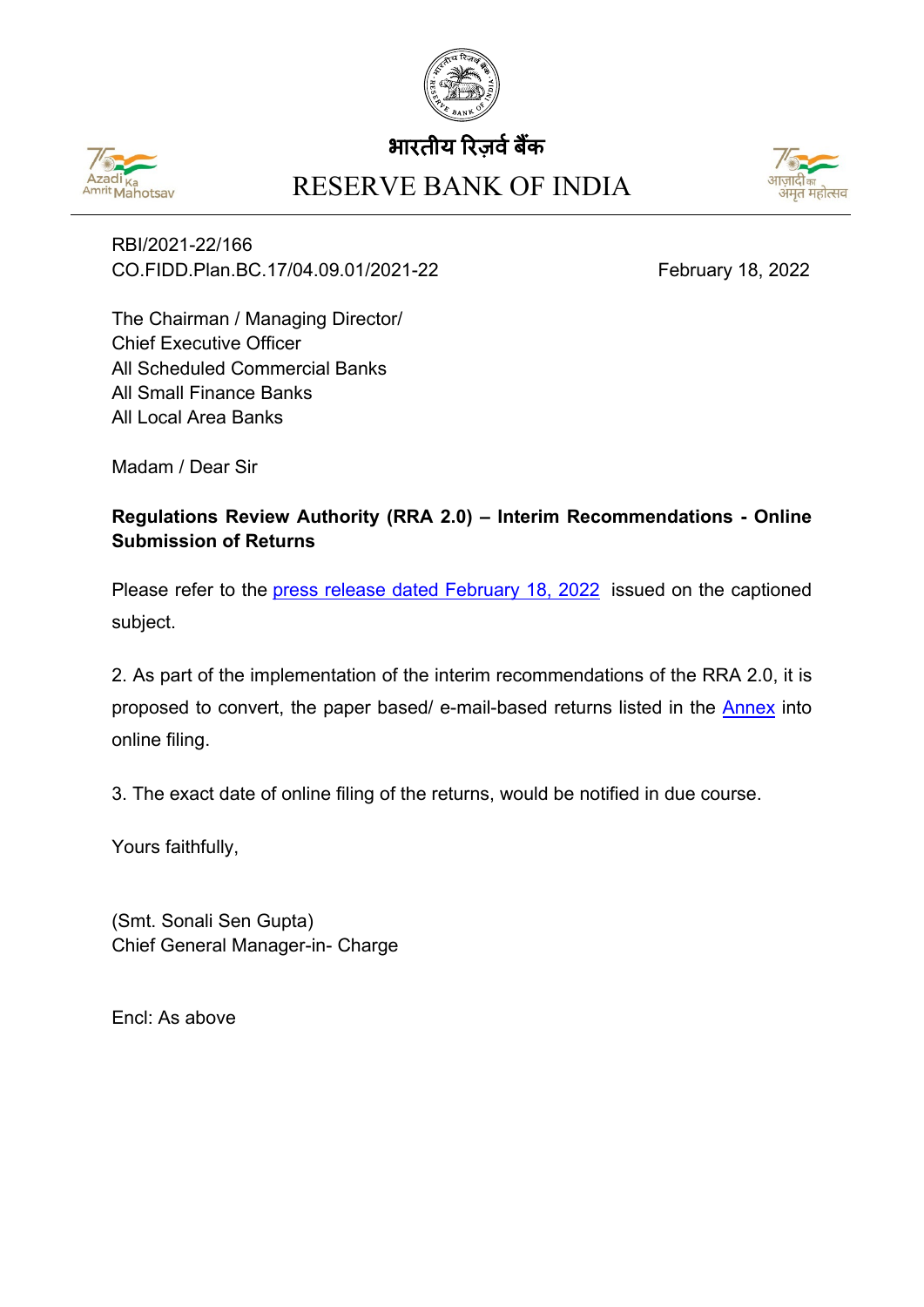भारतीय रिज़र्व बैंक

RESERVE BANK OF INDIA

RBI/2021-22/166
CO.FIDD.Plan.BC.17/04.09.01/2021-22

February 18, 2022

The Chairman / Managing Director/
Chief Executive Officer
All Scheduled Commercial Banks
All Small Finance Banks
All Local Area Banks

Madam / Dear Sir

**Regulations Review Authority (RRA 2.0) – Interim Recommendations - Online Submission of Returns**

Please refer to the press release dated February 18, 2022 issued on the captioned subject.

2. As part of the implementation of the interim recommendations of the RRA 2.0, it is proposed to convert, the paper based/ e-mail-based returns listed in the Annex into online filing.

3. The exact date of online filing of the returns, would be notified in due course.

Yours faithfully,

(Smt. Sonali Sen Gupta)
Chief General Manager-in- Charge

Encl: As above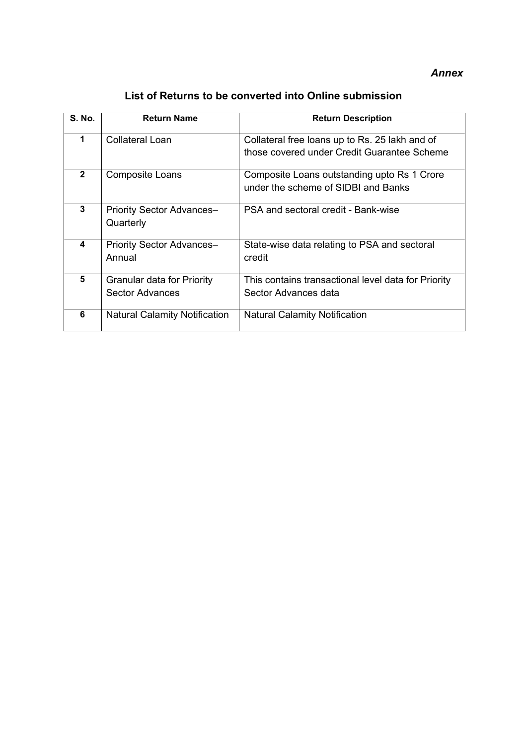*Annex*

## List of Returns to be converted into Online submission

| S. No. | Return Name | Return Description |
|---|---|---|
| 1 | Collateral Loan | Collateral free loans up to Rs. 25 lakh and of those covered under Credit Guarantee Scheme |
| 2 | Composite Loans | Composite Loans outstanding upto Rs 1 Crore under the scheme of SIDBI and Banks |
| 3 | Priority Sector Advances– Quarterly | PSA and sectoral credit - Bank-wise |
| 4 | Priority Sector Advances– Annual | State-wise data relating to PSA and sectoral credit |
| 5 | Granular data for Priority Sector Advances | This contains transactional level data for Priority Sector Advances data |
| 6 | Natural Calamity Notification | Natural Calamity Notification |